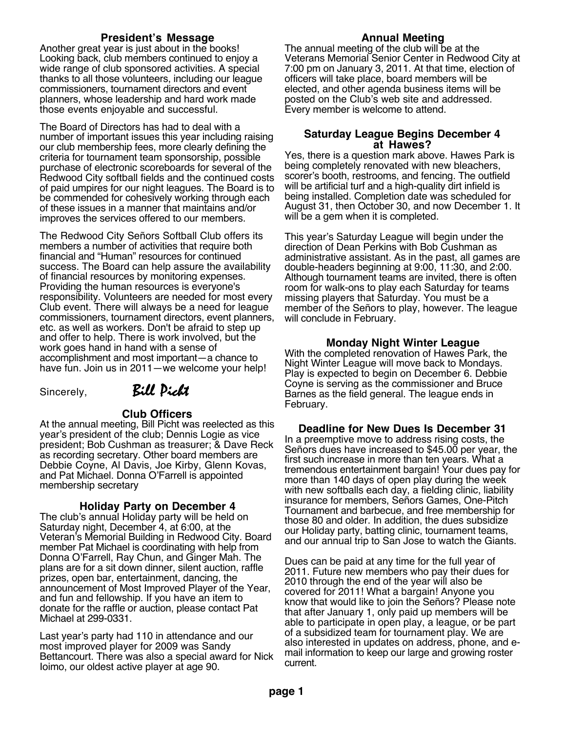## President's Message

Another great year is just about in the books! Looking back, club members continued to enjoy a wide range of club sponsored activities. A special thanks to all those volunteers, including our league commissioners, tournament directors and event planners, whose leadership and hard work made those events enjoyable and successful.

The Board of Directors has had to deal with a number of important issues this year including raising our club membership fees, more clearly defining the criteria for tournament team sponsorship, possible purchase of electronic scoreboards for several of the Redwood City softball fields and the continued costs of paid umpires for our night leagues. The Board is to be commended for cohesively working through each of these issues in a manner that maintains and/or improves the services offered to our members.

The Redwood City Señors Softball Club offers its members a number of activities that require both financial and "Human" resources for continued success. The Board can help assure the availability of financial resources by monitoring expenses. Providing the human resources is everyone's responsibility. Volunteers are needed for most every Club event. There will always be a need for league commissioners, tournament directors, event planners, etc. as well as workers. Don't be afraid to step up and offer to help. There is work involved, but the work goes hand in hand with a sense of accomplishment and most important—a chance to have fun. Join us in 2011—we welcome your help!

Sincerely, *Bill Picht*

## Club Officers

At the annual meeting, Bill Picht was reelected as this year's president of the club; Dennis Logie as vice president; Bob Cushman as treasurer; & Dave Reck as recording secretary. Other board members are Debbie Coyne, Al Davis, Joe Kirby, Glenn Kovas, and Pat Michael. Donna O'Farrell is appointed membership secretary

## Holiday Party on December 4

The club's annual Holiday party will be held on Saturday night, December 4, at 6:00, at the Veteran's Memorial Building in Redwood City. Board member Pat Michael is coordinating with help from Donna O'Farrell, Ray Chun, and Ginger Mah. The plans are for a sit down dinner, silent auction, raffle prizes, open bar, entertainment, dancing, the announcement of Most Improved Player of the Year, and fun and fellowship. If you have an item to donate for the raffle or auction, please contact Pat Michael at 299-0331.

Last year's party had 110 in attendance and our most improved player for 2009 was Sandy Bettancourt. There was also a special award for Nick Ioimo, our oldest active player at age 90.

## Annual Meeting

The annual meeting of the club will be at the Veterans Memorial Senior Center in Redwood City at 7:00 pm on January 3, 2011. At that time, election of officers will take place, board members will be elected, and other agenda business items will be posted on the Club's web site and addressed. Every member is welcome to attend.

## Saturday League Begins December 4 at Hawes?

Yes, there is a question mark above. Hawes Park is being completely renovated with new bleachers, scorer's booth, restrooms, and fencing. The outfield will be artificial turf and a high-quality dirt infield is being installed. Completion date was scheduled for August 31, then October 30, and now December 1. It will be a gem when it is completed.

This year's Saturday League will begin under the direction of Dean Perkins with Bob Cushman as administrative assistant. As in the past, all games are double-headers beginning at 9:00, 11:30, and 2:00. Although tournament teams are invited, there is often room for walk-ons to play each Saturday for teams missing players that Saturday. You must be a member of the Señors to play, however. The league will conclude in February.

## Monday Night Winter League

With the completed renovation of Hawes Park, the Night Winter League will move back to Mondays. Play is expected to begin on December 6. Debbie Coyne is serving as the commissioner and Bruce Barnes as the field general. The league ends in February.

## Deadline for New Dues Is December 31

In a preemptive move to address rising costs, the Señors dues have increased to $45.00 per year, the first such increase in more than ten years. What a tremendous entertainment bargain! Your dues pay for more than 140 days of open play during the week with new softballs each day, a fielding clinic, liability insurance for members, Señors Games, One-Pitch Tournament and barbecue, and free membership for those 80 and older. In addition, the dues subsidize our Holiday party, batting clinic, tournament teams, and our annual trip to San Jose to watch the Giants.

Dues can be paid at any time for the full year of 2011. Future new members who pay their dues for 2010 through the end of the year will also be covered for 2011! What a bargain! Anyone you know that would like to join the Señors? Please note that after January 1, only paid up members will be able to participate in open play, a league, or be part of a subsidized team for tournament play. We are also interested in updates on address, phone, and e-mail information to keep our large and growing roster current.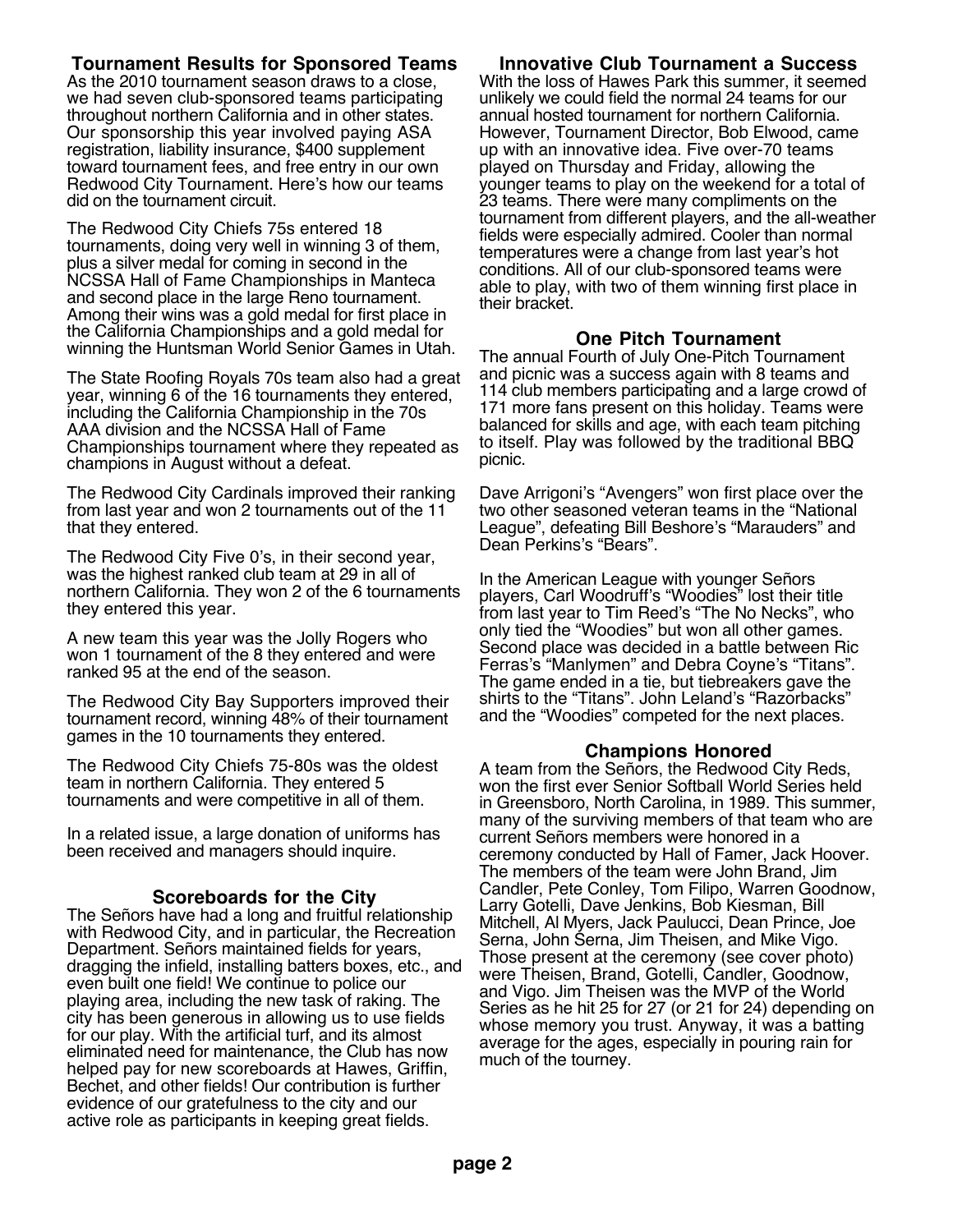## Tournament Results for Sponsored Teams

As the 2010 tournament season draws to a close, we had seven club-sponsored teams participating throughout northern California and in other states. Our sponsorship this year involved paying ASA registration, liability insurance, $400 supplement toward tournament fees, and free entry in our own Redwood City Tournament. Here's how our teams did on the tournament circuit.

The Redwood City Chiefs 75s entered 18 tournaments, doing very well in winning 3 of them, plus a silver medal for coming in second in the NCSSA Hall of Fame Championships in Manteca and second place in the large Reno tournament. Among their wins was a gold medal for first place in the California Championships and a gold medal for winning the Huntsman World Senior Games in Utah.

The State Roofing Royals 70s team also had a great year, winning 6 of the 16 tournaments they entered, including the California Championship in the 70s AAA division and the NCSSA Hall of Fame Championships tournament where they repeated as champions in August without a defeat.

The Redwood City Cardinals improved their ranking from last year and won 2 tournaments out of the 11 that they entered.

The Redwood City Five 0's, in their second year, was the highest ranked club team at 29 in all of northern California. They won 2 of the 6 tournaments they entered this year.

A new team this year was the Jolly Rogers who won 1 tournament of the 8 they entered and were ranked 95 at the end of the season.

The Redwood City Bay Supporters improved their tournament record, winning 48% of their tournament games in the 10 tournaments they entered.

The Redwood City Chiefs 75-80s was the oldest team in northern California. They entered 5 tournaments and were competitive in all of them.

In a related issue, a large donation of uniforms has been received and managers should inquire.

## Scoreboards for the City

The Señors have had a long and fruitful relationship with Redwood City, and in particular, the Recreation Department. Señors maintained fields for years, dragging the infield, installing batters boxes, etc., and even built one field! We continue to police our playing area, including the new task of raking. The city has been generous in allowing us to use fields for our play. With the artificial turf, and its almost eliminated need for maintenance, the Club has now helped pay for new scoreboards at Hawes, Griffin, Bechet, and other fields! Our contribution is further evidence of our gratefulness to the city and our active role as participants in keeping great fields.

## Innovative Club Tournament a Success

With the loss of Hawes Park this summer, it seemed unlikely we could field the normal 24 teams for our annual hosted tournament for northern California. However, Tournament Director, Bob Elwood, came up with an innovative idea. Five over-70 teams played on Thursday and Friday, allowing the younger teams to play on the weekend for a total of 23 teams. There were many compliments on the tournament from different players, and the all-weather fields were especially admired. Cooler than normal temperatures were a change from last year's hot conditions. All of our club-sponsored teams were able to play, with two of them winning first place in their bracket.

## One Pitch Tournament

The annual Fourth of July One-Pitch Tournament and picnic was a success again with 8 teams and 114 club members participating and a large crowd of 171 more fans present on this holiday. Teams were balanced for skills and age, with each team pitching to itself. Play was followed by the traditional BBQ picnic.

Dave Arrigoni's "Avengers" won first place over the two other seasoned veteran teams in the "National League", defeating Bill Beshore's "Marauders" and Dean Perkins's "Bears".

In the American League with younger Señors players, Carl Woodruff's "Woodies" lost their title from last year to Tim Reed's "The No Necks", who only tied the "Woodies" but won all other games. Second place was decided in a battle between Ric Ferras's "Manlymen" and Debra Coyne's "Titans". The game ended in a tie, but tiebreakers gave the shirts to the "Titans". John Leland's "Razorbacks" and the "Woodies" competed for the next places.

## Champions Honored

A team from the Señors, the Redwood City Reds, won the first ever Senior Softball World Series held in Greensboro, North Carolina, in 1989. This summer, many of the surviving members of that team who are current Señors members were honored in a ceremony conducted by Hall of Famer, Jack Hoover. The members of the team were John Brand, Jim Candler, Pete Conley, Tom Filipo, Warren Goodnow, Larry Gotelli, Dave Jenkins, Bob Kiesman, Bill Mitchell, Al Myers, Jack Paulucci, Dean Prince, Joe Serna, John Serna, Jim Theisen, and Mike Vigo. Those present at the ceremony (see cover photo) were Theisen, Brand, Gotelli, Candler, Goodnow, and Vigo. Jim Theisen was the MVP of the World Series as he hit 25 for 27 (or 21 for 24) depending on whose memory you trust. Anyway, it was a batting average for the ages, especially in pouring rain for much of the tourney.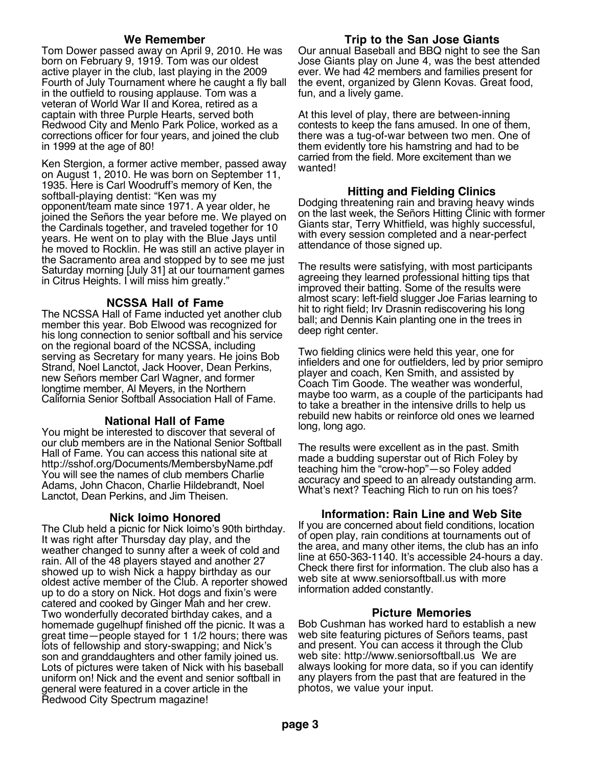## We Remember

Tom Dower passed away on April 9, 2010. He was born on February 9, 1919. Tom was our oldest active player in the club, last playing in the 2009 Fourth of July Tournament where he caught a fly ball in the outfield to rousing applause. Tom was a veteran of World War II and Korea, retired as a captain with three Purple Hearts, served both Redwood City and Menlo Park Police, worked as a corrections officer for four years, and joined the club in 1999 at the age of 80!

Ken Stergion, a former active member, passed away on August 1, 2010. He was born on September 11, 1935. Here is Carl Woodruff's memory of Ken, the softball-playing dentist: "Ken was my opponent/team mate since 1971. A year older, he joined the Señors the year before me. We played on the Cardinals together, and traveled together for 10 years. He went on to play with the Blue Jays until he moved to Rocklin. He was still an active player in the Sacramento area and stopped by to see me just Saturday morning [July 31] at our tournament games in Citrus Heights. I will miss him greatly."

## NCSSA Hall of Fame

The NCSSA Hall of Fame inducted yet another club member this year. Bob Elwood was recognized for his long connection to senior softball and his service on the regional board of the NCSSA, including serving as Secretary for many years. He joins Bob Strand, Noel Lanctot, Jack Hoover, Dean Perkins, new Señors member Carl Wagner, and former longtime member, Al Meyers, in the Northern California Senior Softball Association Hall of Fame.

## National Hall of Fame

You might be interested to discover that several of our club members are in the National Senior Softball Hall of Fame. You can access this national site at http://sshof.org/Documents/MembersbyName.pdf You will see the names of club members Charlie Adams, John Chacon, Charlie Hildebrandt, Noel Lanctot, Dean Perkins, and Jim Theisen.

## Nick Ioimo Honored

The Club held a picnic for Nick Ioimo's 90th birthday. It was right after Thursday day play, and the weather changed to sunny after a week of cold and rain. All of the 48 players stayed and another 27 showed up to wish Nick a happy birthday as our oldest active member of the Club. A reporter showed up to do a story on Nick. Hot dogs and fixin's were catered and cooked by Ginger Mah and her crew. Two wonderfully decorated birthday cakes, and a homemade gugelhupf finished off the picnic. It was a great time—people stayed for 1 1/2 hours; there was lots of fellowship and story-swapping; and Nick's son and granddaughters and other family joined us. Lots of pictures were taken of Nick with his baseball uniform on! Nick and the event and senior softball in general were featured in a cover article in the Redwood City Spectrum magazine!

## Trip to the San Jose Giants

Our annual Baseball and BBQ night to see the San Jose Giants play on June 4, was the best attended ever. We had 42 members and families present for the event, organized by Glenn Kovas. Great food, fun, and a lively game.

At this level of play, there are between-inning contests to keep the fans amused. In one of them, there was a tug-of-war between two men. One of them evidently tore his hamstring and had to be carried from the field. More excitement than we wanted!

## Hitting and Fielding Clinics

Dodging threatening rain and braving heavy winds on the last week, the Señors Hitting Clinic with former Giants star, Terry Whitfield, was highly successful, with every session completed and a near-perfect attendance of those signed up.

The results were satisfying, with most participants agreeing they learned professional hitting tips that improved their batting. Some of the results were almost scary: left-field slugger Joe Farias learning to hit to right field; Irv Drasnin rediscovering his long ball; and Dennis Kain planting one in the trees in deep right center.

Two fielding clinics were held this year, one for infielders and one for outfielders, led by prior semipro player and coach, Ken Smith, and assisted by Coach Tim Goode. The weather was wonderful, maybe too warm, as a couple of the participants had to take a breather in the intensive drills to help us rebuild new habits or reinforce old ones we learned long, long ago.

The results were excellent as in the past. Smith made a budding superstar out of Rich Foley by teaching him the "crow-hop"—so Foley added accuracy and speed to an already outstanding arm. What's next? Teaching Rich to run on his toes?

## Information: Rain Line and Web Site

If you are concerned about field conditions, location of open play, rain conditions at tournaments out of the area, and many other items, the club has an info line at 650-363-1140. It's accessible 24-hours a day. Check there first for information. The club also has a web site at www.seniorsoftball.us with more information added constantly.

## Picture Memories

Bob Cushman has worked hard to establish a new web site featuring pictures of Señors teams, past and present. You can access it through the Club web site: http://www.seniorsoftball.us We are always looking for more data, so if you can identify any players from the past that are featured in the photos, we value your input.